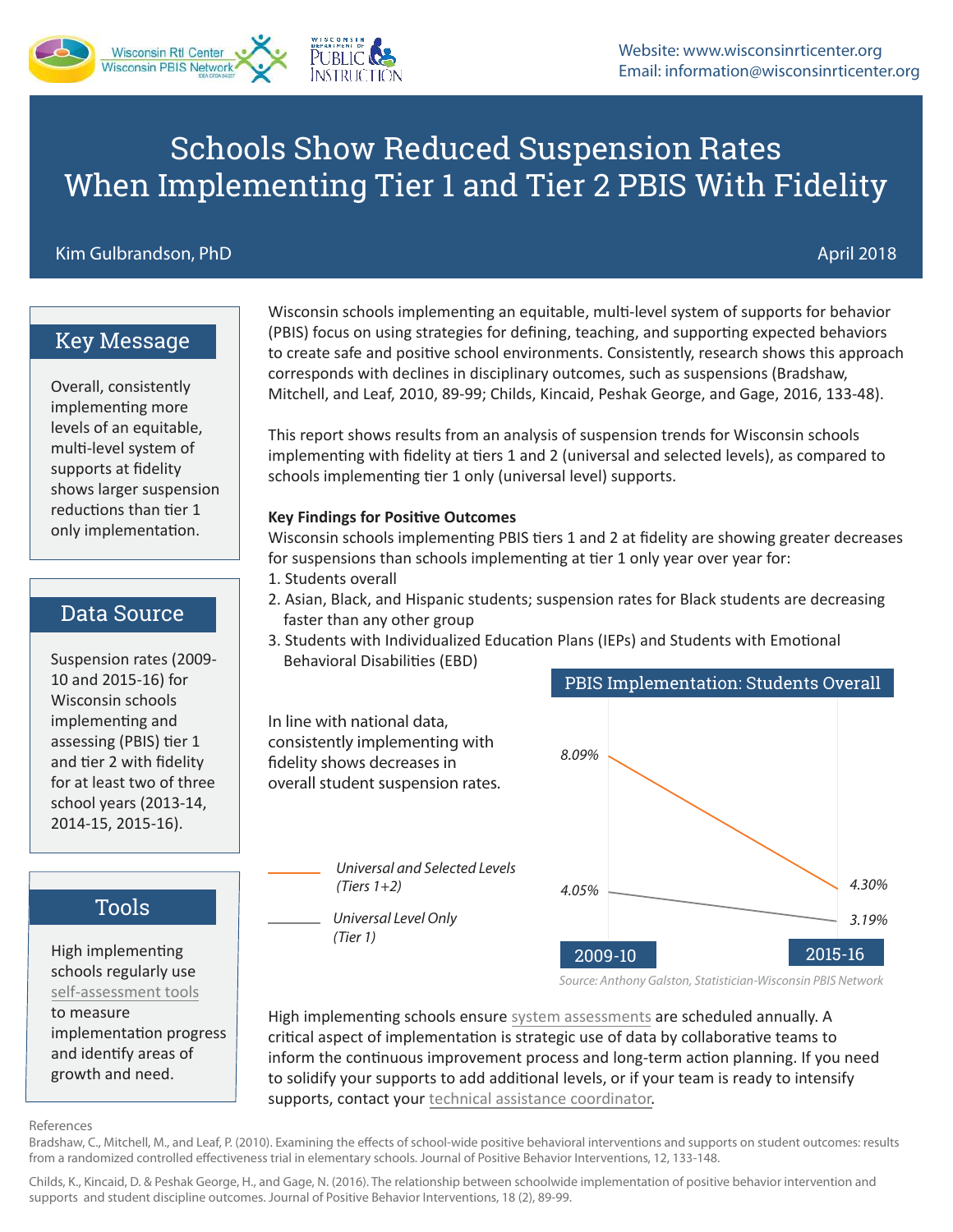Website: www.wisconsinrticenter.org
Email: information@wisconsinrticenter.org

# Schools Show Reduced Suspension Rates When Implementing Tier 1 and Tier 2 PBIS With Fidelity

Kim Gulbrandson, PhD

April 2018

## Key Message

Overall, consistently implementing more levels of an equitable, multi-level system of supports at fidelity shows larger suspension reductions than tier 1 only implementation.

## Data Source

Suspension rates (2009-10 and 2015-16) for Wisconsin schools implementing and assessing (PBIS) tier 1 and tier 2 with fidelity for at least two of three school years (2013-14, 2014-15, 2015-16).

## Tools

High implementing schools regularly use self-assessment tools to measure implementation progress and identify areas of growth and need.

Wisconsin schools implementing an equitable, multi-level system of supports for behavior (PBIS) focus on using strategies for defining, teaching, and supporting expected behaviors to create safe and positive school environments. Consistently, research shows this approach corresponds with declines in disciplinary outcomes, such as suspensions (Bradshaw, Mitchell, and Leaf, 2010, 89-99; Childs, Kincaid, Peshak George, and Gage, 2016, 133-48).

This report shows results from an analysis of suspension trends for Wisconsin schools implementing with fidelity at tiers 1 and 2 (universal and selected levels), as compared to schools implementing tier 1 only (universal level) supports.

**Key Findings for Positive Outcomes**

Wisconsin schools implementing PBIS tiers 1 and 2 at fidelity are showing greater decreases for suspensions than schools implementing at tier 1 only year over year for:

1. Students overall
2. Asian, Black, and Hispanic students; suspension rates for Black students are decreasing faster than any other group
3. Students with Individualized Education Plans (IEPs) and Students with Emotional Behavioral Disabilities (EBD)

In line with national data, consistently implementing with fidelity shows decreases in overall student suspension rates.

**PBIS Implementation: Students Overall**

| | 2009-10 | 2015-16 |
|---|---|---|
| *Universal and Selected Levels (Tiers 1+2)* | *8.09%* | *4.30%* |
| *Universal Level Only (Tier 1)* | *4.05%* | *3.19%* |

*Source: Anthony Galston, Statistician-Wisconsin PBIS Network*

High implementing schools ensure system assessments are scheduled annually. A critical aspect of implementation is strategic use of data by collaborative teams to inform the continuous improvement process and long-term action planning. If you need to solidify your supports to add additional levels, or if your team is ready to intensify supports, contact your technical assistance coordinator.

References

Bradshaw, C., Mitchell, M., and Leaf, P. (2010). Examining the effects of school-wide positive behavioral interventions and supports on student outcomes: results from a randomized controlled effectiveness trial in elementary schools. Journal of Positive Behavior Interventions, 12, 133-148.

Childs, K., Kincaid, D. & Peshak George, H., and Gage, N. (2016). The relationship between schoolwide implementation of positive behavior intervention and supports and student discipline outcomes. Journal of Positive Behavior Interventions, 18 (2), 89-99.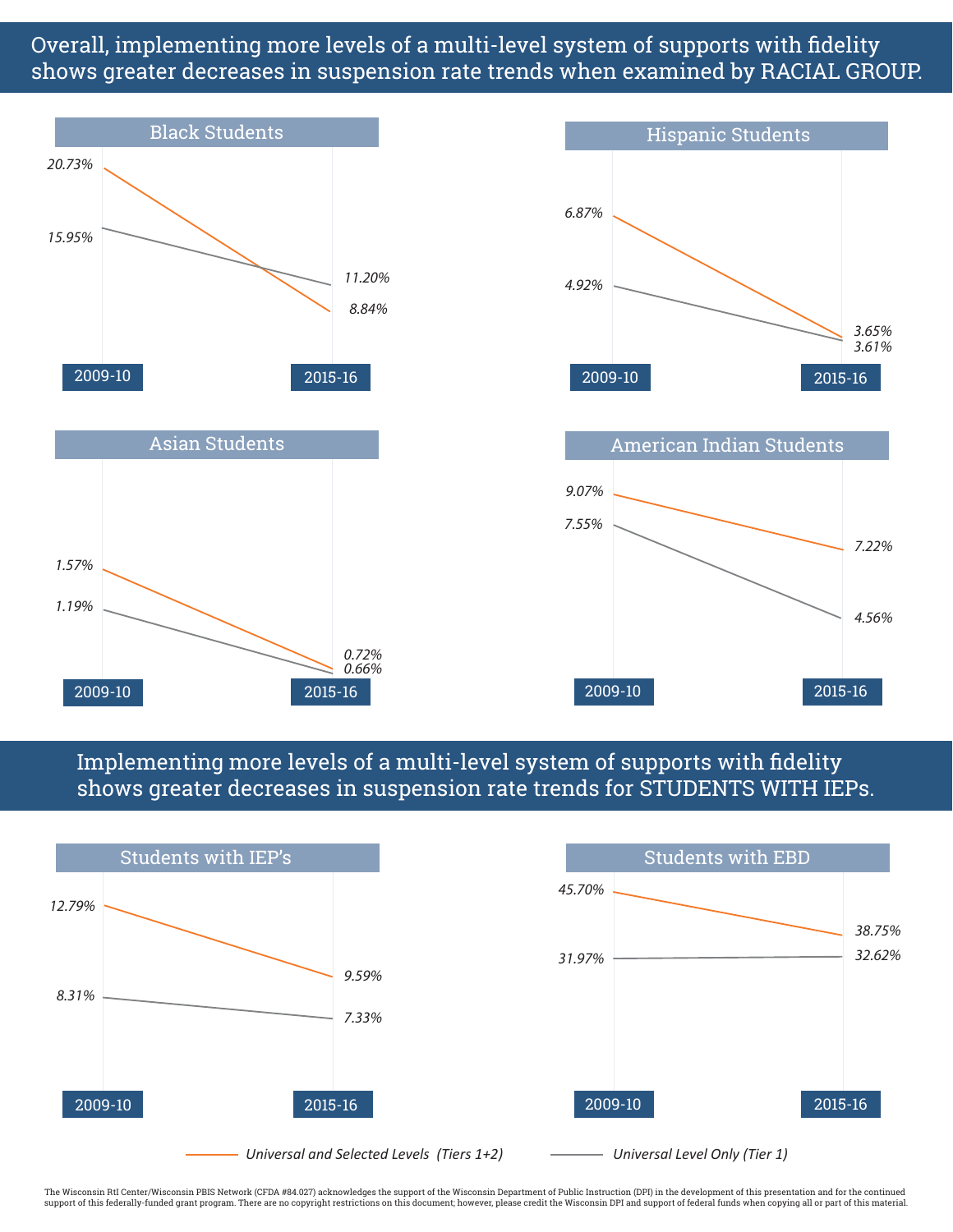# Overall, implementing more levels of a multi-level system of supports with fidelity shows greater decreases in suspension rate trends when examined by RACIAL GROUP.

## Black Students

20.73%
15.95%
11.20%
8.84%
2009-10
2015-16

## Hispanic Students

6.87%
4.92%
3.65%
3.61%
2009-10
2015-16

## Asian Students

1.57%
1.19%
0.72%
0.66%
2009-10
2015-16

## American Indian Students

9.07%
7.55%
7.22%
4.56%
2009-10
2015-16

# Implementing more levels of a multi-level system of supports with fidelity shows greater decreases in suspension rate trends for STUDENTS WITH IEPs.

## Students with IEP's

12.79%
8.31%
9.59%
7.33%
2009-10
2015-16

## Students with EBD

45.70%
31.97%
38.75%
32.62%
2009-10
2015-16

*Universal and Selected Levels (Tiers 1+2)*
*Universal Level Only (Tier 1)*

The Wisconsin RtI Center/Wisconsin PBIS Network (CFDA #84.027) acknowledges the support of the Wisconsin Department of Public Instruction (DPI) in the development of this presentation and for the continued support of this federally-funded grant program. There are no copyright restrictions on this document; however, please credit the Wisconsin DPI and support of federal funds when copying all or part of this material.